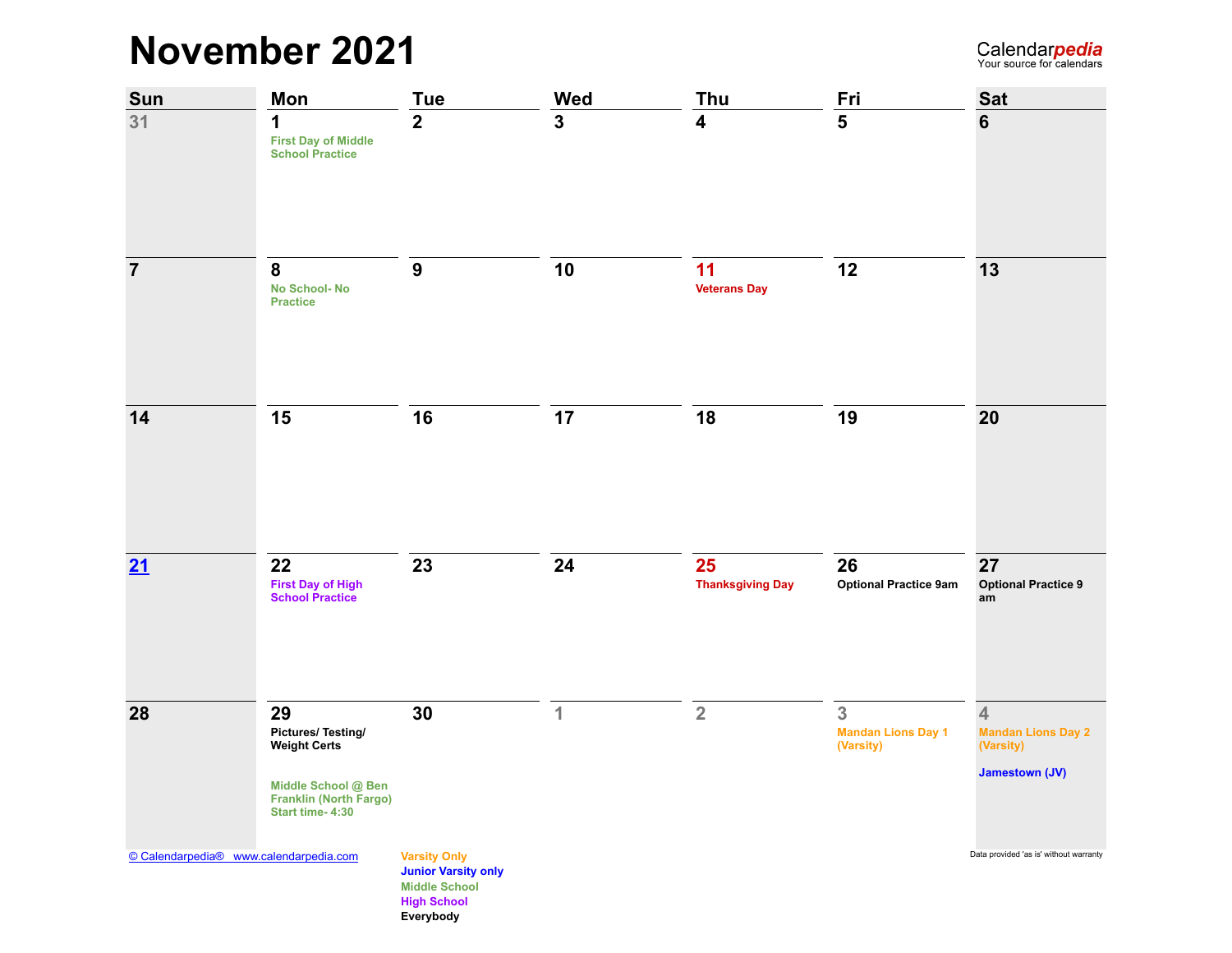# November 2021

Calendar*pedia*
Your source for calendars

| Sun | Mon | Tue | Wed | Thu | Fri | Sat |
|---|---|---|---|---|---|---|
| 31 | 1<br>First Day of Middle School Practice | 2 | 3 | 4 | 5 | 6 |
| 7 | 8<br>No School- No Practice | 9 | 10 | 11<br>Veterans Day | 12 | 13 |
| 14 | 15 | 16 | 17 | 18 | 19 | 20 |
| 21 | 22<br>First Day of High School Practice | 23 | 24 | 25<br>Thanksgiving Day | 26<br>Optional Practice 9am | 27<br>Optional Practice 9 am |
| 28 | 29<br>Pictures/ Testing/ Weight Certs<br><br>Middle School @ Ben Franklin (North Fargo) Start time- 4:30 | 30 | 1 | 2 | 3<br>Mandan Lions Day 1 (Varsity) | 4<br>Mandan Lions Day 2 (Varsity)<br><br>Jamestown (JV) |

© Calendarpedia® www.calendarpedia.com

Varsity Only
Junior Varsity only
Middle School
High School
Everybody

Data provided 'as is' without warranty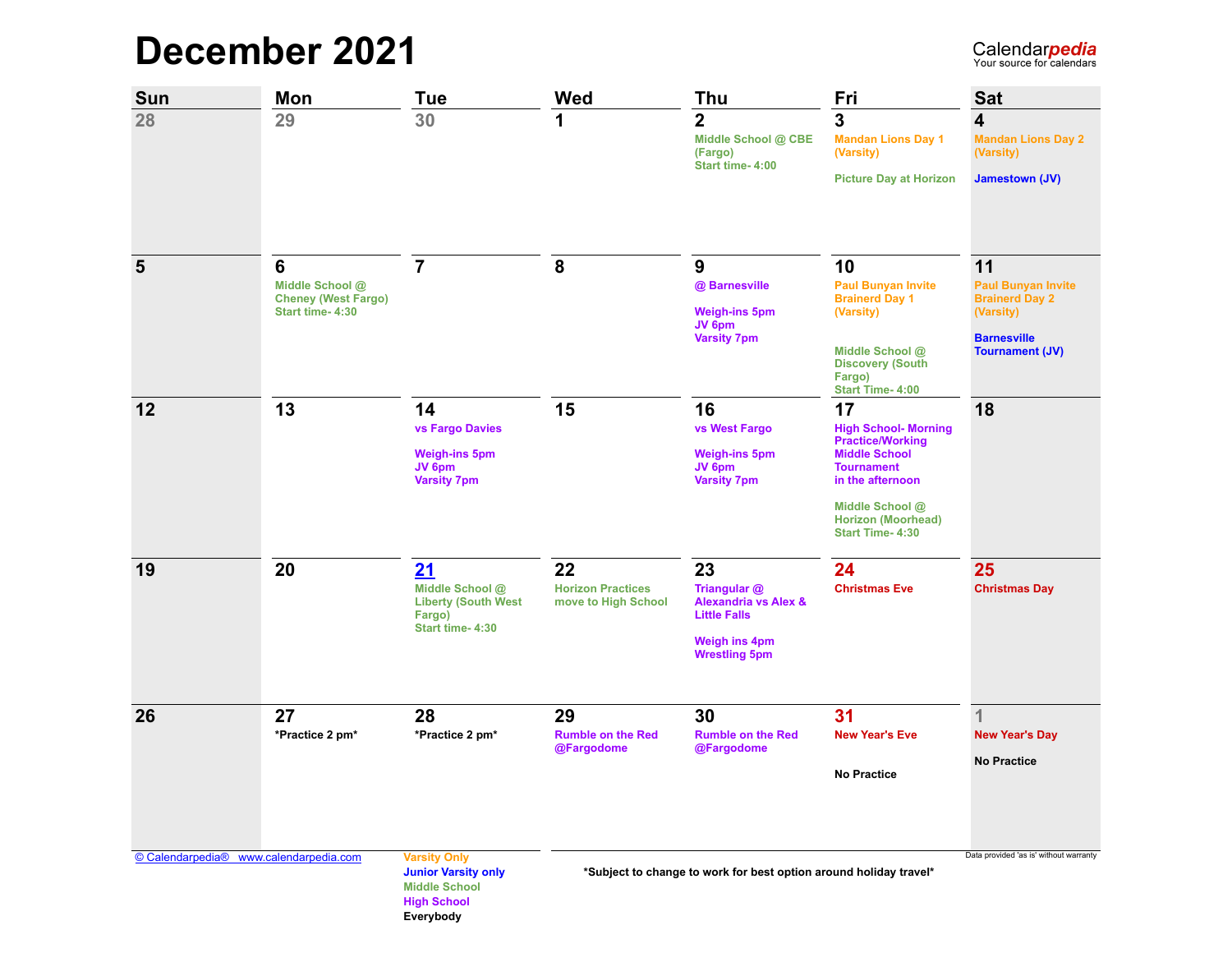# December 2021

| Sun | Mon | Tue | Wed | Thu | Fri | Sat |
|---|---|---|---|---|---|---|
| 28 | 29 | 30 | 1 | 2<br>Middle School @ CBE (Fargo)<br>Start time- 4:00 | 3<br>Mandan Lions Day 1 (Varsity)<br><br>Picture Day at Horizon | 4<br>Mandan Lions Day 2 (Varsity)<br><br>Jamestown (JV) |
| 5 | 6<br>Middle School @ Cheney (West Fargo)<br>Start time- 4:30 | 7 | 8 | 9<br>@ Barnesville<br><br>Weigh-ins 5pm<br>JV 6pm<br>Varsity 7pm | 10<br>Paul Bunyan Invite Brainerd Day 1 (Varsity)<br><br>Middle School @ Discovery (South Fargo)<br>Start Time- 4:00 | 11<br>Paul Bunyan Invite Brainerd Day 2 (Varsity)<br><br>Barnesville Tournament (JV) |
| 12 | 13 | 14<br>vs Fargo Davies<br><br>Weigh-ins 5pm<br>JV 6pm<br>Varsity 7pm | 15 | 16<br>vs West Fargo<br><br>Weigh-ins 5pm<br>JV 6pm<br>Varsity 7pm | 17<br>High School- Morning Practice/Working Middle School Tournament in the afternoon<br><br>Middle School @ Horizon (Moorhead)<br>Start Time- 4:30 | 18 |
| 19 | 20 | 21<br>Middle School @ Liberty (South West Fargo)<br>Start time- 4:30 | 22<br>Horizon Practices move to High School | 23<br>Triangular @ Alexandria vs Alex & Little Falls<br><br>Weigh ins 4pm<br>Wrestling 5pm | 24<br>Christmas Eve | 25<br>Christmas Day |
| 26 | 27<br>*Practice 2 pm* | 28<br>*Practice 2 pm* | 29<br>Rumble on the Red @Fargodome | 30<br>Rumble on the Red @Fargodome | 31<br>New Year's Eve<br><br>No Practice | 1<br>New Year's Day<br><br>No Practice |

Varsity Only
Junior Varsity only
Middle School
High School
Everybody

*Subject to change to work for best option around holiday travel*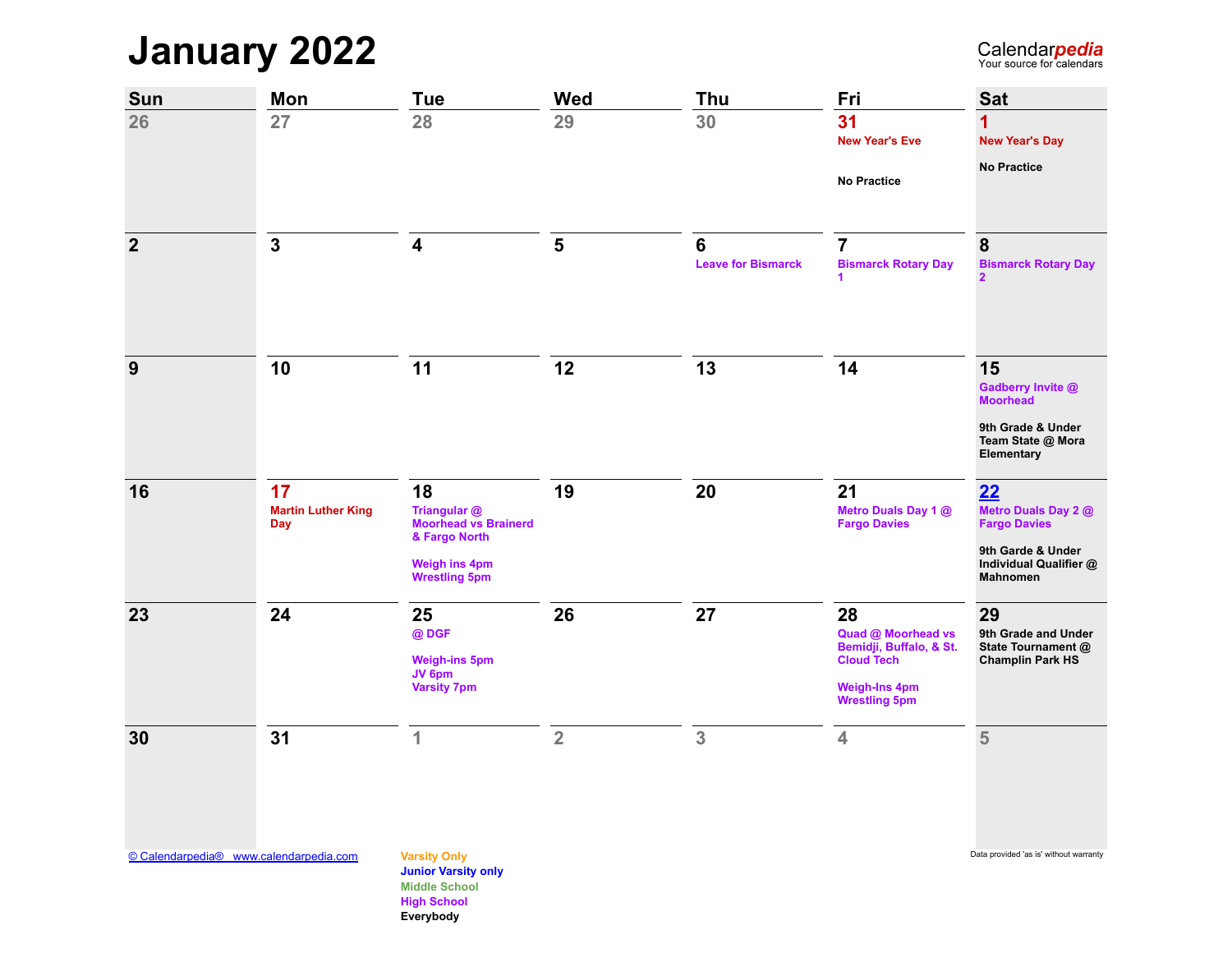# January 2022

Calendar*pedia*
Your source for calendars

| Sun | Mon | Tue | Wed | Thu | Fri | Sat |
|---|---|---|---|---|---|---|
| 26 | 27 | 28 | 29 | 30 | 31<br>New Year's Eve<br><br>No Practice | 1<br>New Year's Day<br><br>No Practice |
| 2 | 3 | 4 | 5 | 6<br>Leave for Bismarck | 7<br>Bismarck Rotary Day 1 | 8<br>Bismarck Rotary Day 2 |
| 9 | 10 | 11 | 12 | 13 | 14 | 15<br>Gadberry Invite @ Moorhead<br><br>9th Grade & Under Team State @ Mora Elementary |
| 16 | 17<br>Martin Luther King Day | 18<br>Triangular @ Moorhead vs Brainerd & Fargo North<br><br>Weigh ins 4pm<br>Wrestling 5pm | 19 | 20 | 21<br>Metro Duals Day 1 @ Fargo Davies | 22<br>Metro Duals Day 2 @ Fargo Davies<br><br>9th Garde & Under Individual Qualifier @ Mahnomen |
| 23 | 24 | 25<br>@ DGF<br><br>Weigh-ins 5pm<br>JV 6pm<br>Varsity 7pm | 26 | 27 | 28<br>Quad @ Moorhead vs Bemidji, Buffalo, & St. Cloud Tech<br><br>Weigh-Ins 4pm<br>Wrestling 5pm | 29<br>9th Grade and Under State Tournament @ Champlin Park HS |
| 30 | 31 | 1 | 2 | 3 | 4 | 5 |

© Calendarpedia® www.calendarpedia.com

Varsity Only
Junior Varsity only
Middle School
High School
Everybody

Data provided 'as is' without warranty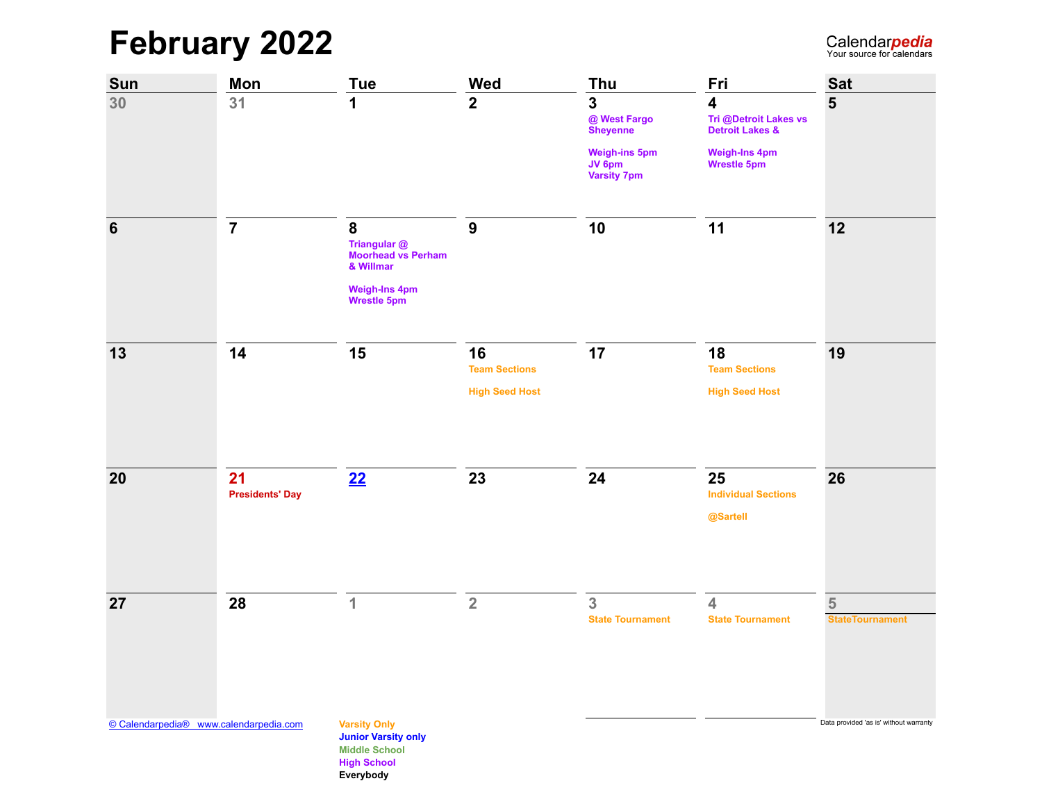# February 2022

Calendar*pedia*
Your source for calendars

| Sun | Mon | Tue | Wed | Thu | Fri | Sat |
| --- | --- | --- | --- | --- | --- | --- |
| 30 | 31 | 1 | 2 | 3<br>@ West Fargo Sheyenne<br><br>Weigh-ins 5pm<br>JV 6pm<br>Varsity 7pm | 4<br>Tri @Detroit Lakes vs Detroit Lakes &<br><br>Weigh-Ins 4pm<br>Wrestle 5pm | 5 |
| 6 | 7 | 8<br>Triangular @ Moorhead vs Perham & Willmar<br><br>Weigh-Ins 4pm<br>Wrestle 5pm | 9 | 10 | 11 | 12 |
| 13 | 14 | 15 | 16<br>Team Sections<br><br>High Seed Host | 17 | 18<br>Team Sections<br><br>High Seed Host | 19 |
| 20 | 21<br>Presidents' Day | 22 | 23 | 24 | 25<br>Individual Sections<br><br>@Sartell | 26 |
| 27 | 28 | 1 | 2 | 3<br>State Tournament | 4<br>State Tournament | 5<br>StateTournament |

© Calendarpedia® www.calendarpedia.com

Data provided 'as is' without warranty

Varsity Only
Junior Varsity only
Middle School
High School
Everybody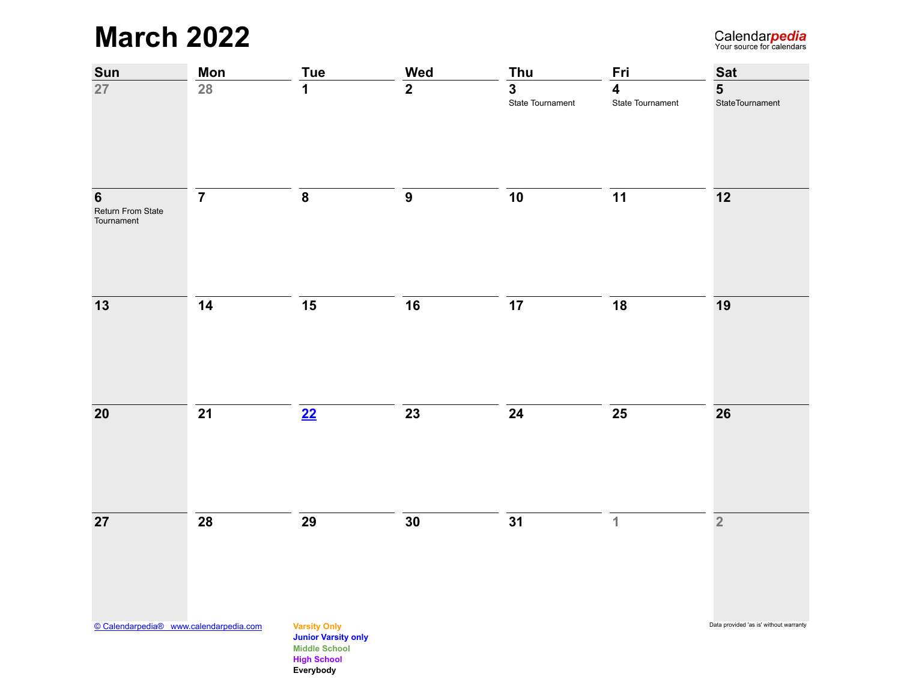# March 2022

| Sun | Mon | Tue | Wed | Thu | Fri | Sat |
|---|---|---|---|---|---|---|
| 27 | 28 | 1 | 2 | 3 State Tournament | 4 State Tournament | 5 StateTournament |
| 6 Return From State Tournament | 7 | 8 | 9 | 10 | 11 | 12 |
| 13 | 14 | 15 | 16 | 17 | 18 | 19 |
| 20 | 21 | 22 | 23 | 24 | 25 | 26 |
| 27 | 28 | 29 | 30 | 31 | 1 | 2 |

© Calendarpedia® www.calendarpedia.com

**Varsity Only**
**Junior Varsity only**
**Middle School**
**High School**
**Everybody**

Data provided 'as is' without warranty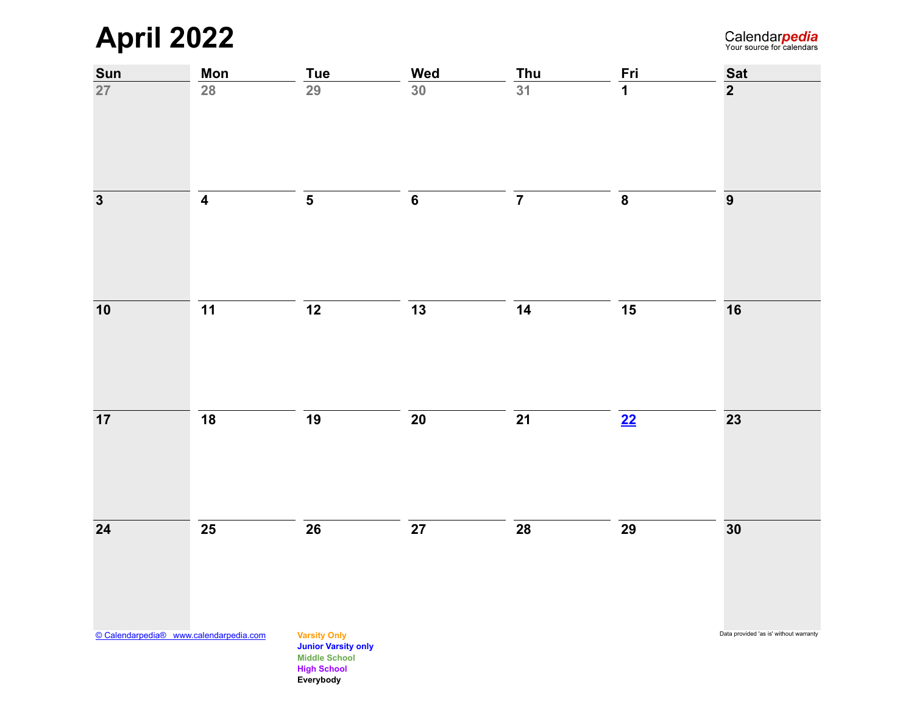# April 2022

Calendar*pedia*
Your source for calendars

| Sun | Mon | Tue | Wed | Thu | Fri | Sat |
|---|---|---|---|---|---|---|
| 27 | 28 | 29 | 30 | 31 | 1 | 2 |
| 3 | 4 | 5 | 6 | 7 | 8 | 9 |
| 10 | 11 | 12 | 13 | 14 | 15 | 16 |
| 17 | 18 | 19 | 20 | 21 | 22 | 23 |
| 24 | 25 | 26 | 27 | 28 | 29 | 30 |

© Calendarpedia® www.calendarpedia.com

**Varsity Only**
**Junior Varsity only**
**Middle School**
**High School**
**Everybody**

Data provided 'as is' without warranty